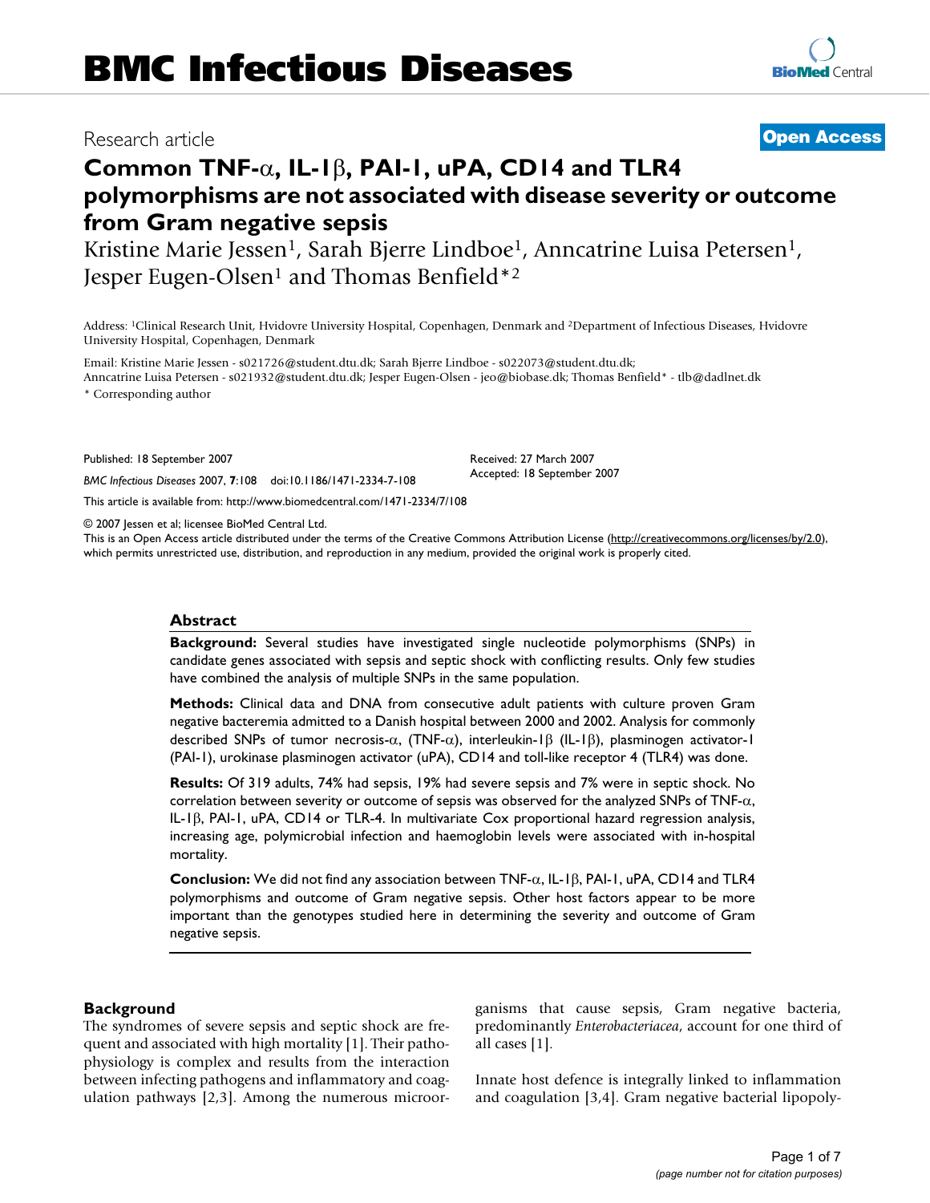# BMC Infectious Diseases

Research article

**Open Access**

# Common TNF-α, IL-1β, PAI-1, uPA, CD14 and TLR4 polymorphisms are not associated with disease severity or outcome from Gram negative sepsis

Kristine Marie Jessen[1], Sarah Bjerre Lindboe[1], Anncatrine Luisa Petersen[1], Jesper Eugen-Olsen[1] and Thomas Benfield*[2]

Address: [1]Clinical Research Unit, Hvidovre University Hospital, Copenhagen, Denmark and [2]Department of Infectious Diseases, Hvidovre University Hospital, Copenhagen, Denmark

Email: Kristine Marie Jessen - s021726@student.dtu.dk; Sarah Bjerre Lindboe - s022073@student.dtu.dk; Anncatrine Luisa Petersen - s021932@student.dtu.dk; Jesper Eugen-Olsen - jeo@biobase.dk; Thomas Benfield* - tlb@dadlnet.dk

\* Corresponding author

Published: 18 September 2007

*BMC Infectious Diseases* 2007, **7**:108 doi:10.1186/1471-2334-7-108

Received: 27 March 2007
Accepted: 18 September 2007

This article is available from: http://www.biomedcentral.com/1471-2334/7/108

© 2007 Jessen et al; licensee BioMed Central Ltd.
This is an Open Access article distributed under the terms of the Creative Commons Attribution License (http://creativecommons.org/licenses/by/2.0), which permits unrestricted use, distribution, and reproduction in any medium, provided the original work is properly cited.

## Abstract

**Background:** Several studies have investigated single nucleotide polymorphisms (SNPs) in candidate genes associated with sepsis and septic shock with conflicting results. Only few studies have combined the analysis of multiple SNPs in the same population.

**Methods:** Clinical data and DNA from consecutive adult patients with culture proven Gram negative bacteremia admitted to a Danish hospital between 2000 and 2002. Analysis for commonly described SNPs of tumor necrosis-α, (TNF-α), interleukin-1β (IL-1β), plasminogen activator-1 (PAI-1), urokinase plasminogen activator (uPA), CD14 and toll-like receptor 4 (TLR4) was done.

**Results:** Of 319 adults, 74% had sepsis, 19% had severe sepsis and 7% were in septic shock. No correlation between severity or outcome of sepsis was observed for the analyzed SNPs of TNF-α, IL-1β, PAI-1, uPA, CD14 or TLR-4. In multivariate Cox proportional hazard regression analysis, increasing age, polymicrobial infection and haemoglobin levels were associated with in-hospital mortality.

**Conclusion:** We did not find any association between TNF-α, IL-1β, PAI-1, uPA, CD14 and TLR4 polymorphisms and outcome of Gram negative sepsis. Other host factors appear to be more important than the genotypes studied here in determining the severity and outcome of Gram negative sepsis.

## Background

The syndromes of severe sepsis and septic shock are frequent and associated with high mortality [1]. Their pathophysiology is complex and results from the interaction between infecting pathogens and inflammatory and coagulation pathways [2,3]. Among the numerous microorganisms that cause sepsis, Gram negative bacteria, predominantly *Enterobacteriacea*, account for one third of all cases [1].

Innate host defence is integrally linked to inflammation and coagulation [3,4]. Gram negative bacterial lipopoly-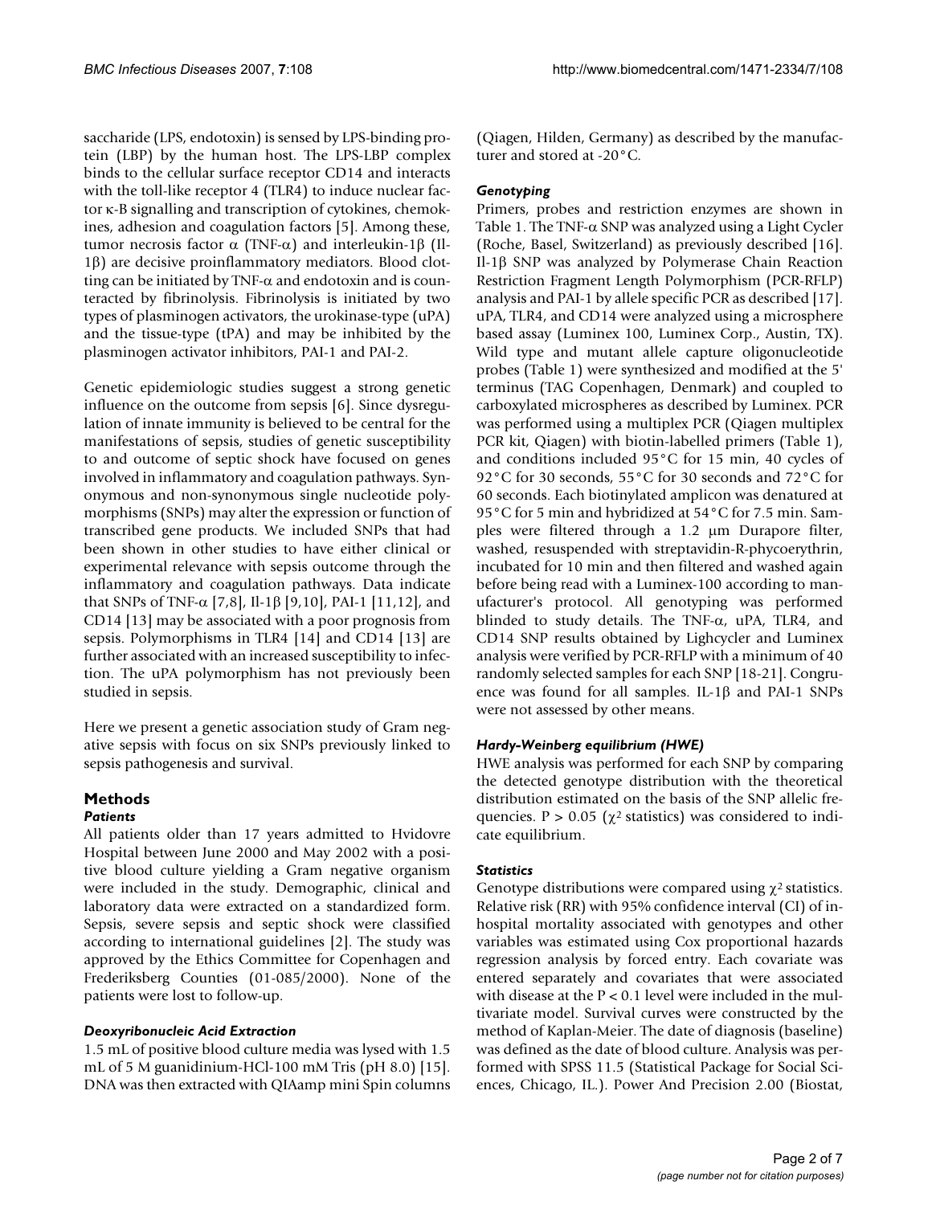saccharide (LPS, endotoxin) is sensed by LPS-binding protein (LBP) by the human host. The LPS-LBP complex binds to the cellular surface receptor CD14 and interacts with the toll-like receptor 4 (TLR4) to induce nuclear factor κ-B signalling and transcription of cytokines, chemokines, adhesion and coagulation factors [5]. Among these, tumor necrosis factor α (TNF-α) and interleukin-1β (Il-1β) are decisive proinflammatory mediators. Blood clotting can be initiated by TNF-α and endotoxin and is counteracted by fibrinolysis. Fibrinolysis is initiated by two types of plasminogen activators, the urokinase-type (uPA) and the tissue-type (tPA) and may be inhibited by the plasminogen activator inhibitors, PAI-1 and PAI-2.

Genetic epidemiologic studies suggest a strong genetic influence on the outcome from sepsis [6]. Since dysregulation of innate immunity is believed to be central for the manifestations of sepsis, studies of genetic susceptibility to and outcome of septic shock have focused on genes involved in inflammatory and coagulation pathways. Synonymous and non-synonymous single nucleotide polymorphisms (SNPs) may alter the expression or function of transcribed gene products. We included SNPs that had been shown in other studies to have either clinical or experimental relevance with sepsis outcome through the inflammatory and coagulation pathways. Data indicate that SNPs of TNF-α [7,8], Il-1β [9,10], PAI-1 [11,12], and CD14 [13] may be associated with a poor prognosis from sepsis. Polymorphisms in TLR4 [14] and CD14 [13] are further associated with an increased susceptibility to infection. The uPA polymorphism has not previously been studied in sepsis.

Here we present a genetic association study of Gram negative sepsis with focus on six SNPs previously linked to sepsis pathogenesis and survival.

## Methods

### *Patients*

All patients older than 17 years admitted to Hvidovre Hospital between June 2000 and May 2002 with a positive blood culture yielding a Gram negative organism were included in the study. Demographic, clinical and laboratory data were extracted on a standardized form. Sepsis, severe sepsis and septic shock were classified according to international guidelines [2]. The study was approved by the Ethics Committee for Copenhagen and Frederiksberg Counties (01-085/2000). None of the patients were lost to follow-up.

### *Deoxyribonucleic Acid Extraction*

1.5 mL of positive blood culture media was lysed with 1.5 mL of 5 M guanidinium-HCl-100 mM Tris (pH 8.0) [15]. DNA was then extracted with QIAamp mini Spin columns (Qiagen, Hilden, Germany) as described by the manufacturer and stored at -20°C.

### *Genotyping*

Primers, probes and restriction enzymes are shown in Table 1. The TNF-α SNP was analyzed using a Light Cycler (Roche, Basel, Switzerland) as previously described [16]. Il-1β SNP was analyzed by Polymerase Chain Reaction Restriction Fragment Length Polymorphism (PCR-RFLP) analysis and PAI-1 by allele specific PCR as described [17]. uPA, TLR4, and CD14 were analyzed using a microsphere based assay (Luminex 100, Luminex Corp., Austin, TX). Wild type and mutant allele capture oligonucleotide probes (Table 1) were synthesized and modified at the 5' terminus (TAG Copenhagen, Denmark) and coupled to carboxylated microspheres as described by Luminex. PCR was performed using a multiplex PCR (Qiagen multiplex PCR kit, Qiagen) with biotin-labelled primers (Table 1), and conditions included 95°C for 15 min, 40 cycles of 92°C for 30 seconds, 55°C for 30 seconds and 72°C for 60 seconds. Each biotinylated amplicon was denatured at 95°C for 5 min and hybridized at 54°C for 7.5 min. Samples were filtered through a 1.2 μm Durapore filter, washed, resuspended with streptavidin-R-phycoerythrin, incubated for 10 min and then filtered and washed again before being read with a Luminex-100 according to manufacturer's protocol. All genotyping was performed blinded to study details. The TNF-α, uPA, TLR4, and CD14 SNP results obtained by Lighcycler and Luminex analysis were verified by PCR-RFLP with a minimum of 40 randomly selected samples for each SNP [18-21]. Congruence was found for all samples. IL-1β and PAI-1 SNPs were not assessed by other means.

### *Hardy-Weinberg equilibrium (HWE)*

HWE analysis was performed for each SNP by comparing the detected genotype distribution with the theoretical distribution estimated on the basis of the SNP allelic frequencies. $P > 0.05$ ($\chi^2$ statistics) was considered to indicate equilibrium.

### *Statistics*

Genotype distributions were compared using $\chi^2$ statistics. Relative risk (RR) with 95% confidence interval (CI) of in-hospital mortality associated with genotypes and other variables was estimated using Cox proportional hazards regression analysis by forced entry. Each covariate was entered separately and covariates that were associated with disease at the $P < 0.1$ level were included in the multivariate model. Survival curves were constructed by the method of Kaplan-Meier. The date of diagnosis (baseline) was defined as the date of blood culture. Analysis was performed with SPSS 11.5 (Statistical Package for Social Sciences, Chicago, IL.). Power And Precision 2.00 (Biostat,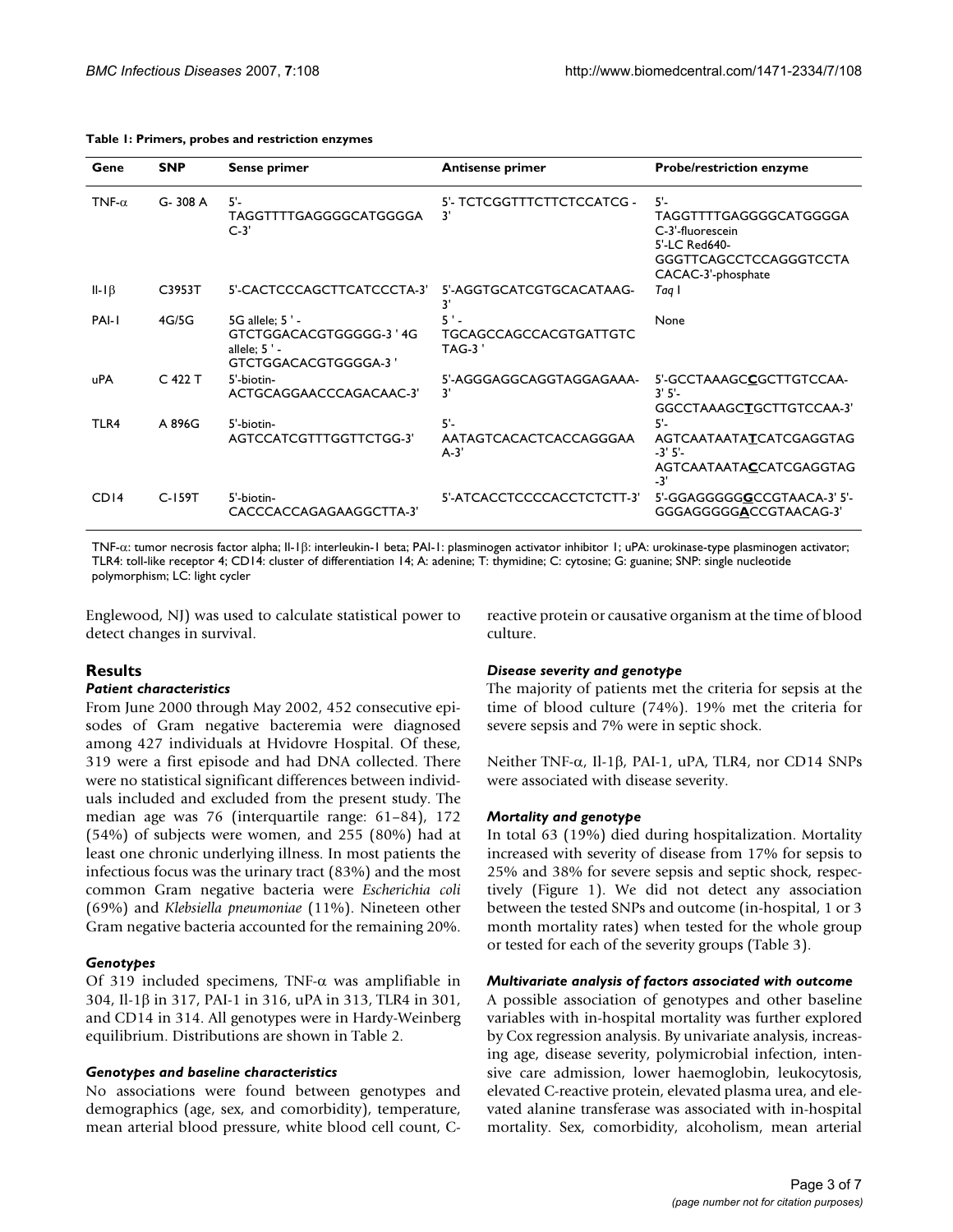**Table 1: Primers, probes and restriction enzymes**

| Gene | SNP | Sense primer | Antisense primer | Probe/restriction enzyme |
| --- | --- | --- | --- | --- |
| TNF-α | G- 308 A | 5'-TAGGTTTTGAGGGGCATGGGGAC-3' | 5'- TCTCGGTTTCTTCTCCATCG -3' | 5'-TAGGTTTTGAGGGGCATGGGGAC-3'-fluorescein 5'-LC Red640-GGGTTCAGCCTCCAGGGTCCTACACAC-3'-phosphate |
| Il-1β | C3953T | 5'-CACTCCCAGCTTCATCCCTA-3' | 5'-AGGTGCATCGTGCACATAAG-3' | *Taq* I |
| PAI-1 | 4G/5G | 5G allele; 5 ' - GTCTGGACACGTGGGGG-3 ' 4G allele; 5 ' - GTCTGGACACGTGGGGA-3 ' | 5 ' - TGCAGCCAGCCACGTGATTGTCTAG-3 ' | None |
| uPA | C 422 T | 5'-biotin-ACTGCAGGAACCCAGACAAC-3' | 5'-AGGGAGGCAGGTAGGAGAAA-3' | 5'-GCCTAAAGC**C**GCTTGTCCAA-3' 5'-GGCCTAAAGC**T**GCTTGTCCAA-3' |
| TLR4 | A 896G | 5'-biotin-AGTCCATCGTTTGGTTCTGG-3' | 5'-AATAGTCACACTCACCAGGGAAA-3' | 5'-AGTCAATAATA**T**CATCGAGGTAG-3' 5'-AGTCAATAATA**C**CATCGAGGTAG-3' |
| CD14 | C-159T | 5'-biotin-CACCCACCAGAGAAGGCTTA-3' | 5'-ATCACCTCCCCACCTCTCTT-3' | 5'-GGAGGGGG**G**CCGTAACA-3' 5'-GGGAGGGGG**A**CCGTAACAG-3' |

TNF-α: tumor necrosis factor alpha; Il-1β: interleukin-1 beta; PAI-1: plasminogen activator inhibitor 1; uPA: urokinase-type plasminogen activator; TLR4: toll-like receptor 4; CD14: cluster of differentiation 14; A: adenine; T: thymidine; C: cytosine; G: guanine; SNP: single nucleotide polymorphism; LC: light cycler

Englewood, NJ) was used to calculate statistical power to detect changes in survival.

## Results

### *Patient characteristics*

From June 2000 through May 2002, 452 consecutive episodes of Gram negative bacteremia were diagnosed among 427 individuals at Hvidovre Hospital. Of these, 319 were a first episode and had DNA collected. There were no statistical significant differences between individuals included and excluded from the present study. The median age was 76 (interquartile range: 61–84), 172 (54%) of subjects were women, and 255 (80%) had at least one chronic underlying illness. In most patients the infectious focus was the urinary tract (83%) and the most common Gram negative bacteria were *Escherichia coli* (69%) and *Klebsiella pneumoniae* (11%). Nineteen other Gram negative bacteria accounted for the remaining 20%.

### *Genotypes*

Of 319 included specimens, TNF-α was amplifiable in 304, Il-1β in 317, PAI-1 in 316, uPA in 313, TLR4 in 301, and CD14 in 314. All genotypes were in Hardy-Weinberg equilibrium. Distributions are shown in Table 2.

### *Genotypes and baseline characteristics*

No associations were found between genotypes and demographics (age, sex, and comorbidity), temperature, mean arterial blood pressure, white blood cell count, C-reactive protein or causative organism at the time of blood culture.

### *Disease severity and genotype*

The majority of patients met the criteria for sepsis at the time of blood culture (74%). 19% met the criteria for severe sepsis and 7% were in septic shock.

Neither TNF-α, Il-1β, PAI-1, uPA, TLR4, nor CD14 SNPs were associated with disease severity.

### *Mortality and genotype*

In total 63 (19%) died during hospitalization. Mortality increased with severity of disease from 17% for sepsis to 25% and 38% for severe sepsis and septic shock, respectively (Figure 1). We did not detect any association between the tested SNPs and outcome (in-hospital, 1 or 3 month mortality rates) when tested for the whole group or tested for each of the severity groups (Table 3).

### *Multivariate analysis of factors associated with outcome*

A possible association of genotypes and other baseline variables with in-hospital mortality was further explored by Cox regression analysis. By univariate analysis, increasing age, disease severity, polymicrobial infection, intensive care admission, lower haemoglobin, leukocytosis, elevated C-reactive protein, elevated plasma urea, and elevated alanine transferase was associated with in-hospital mortality. Sex, comorbidity, alcoholism, mean arterial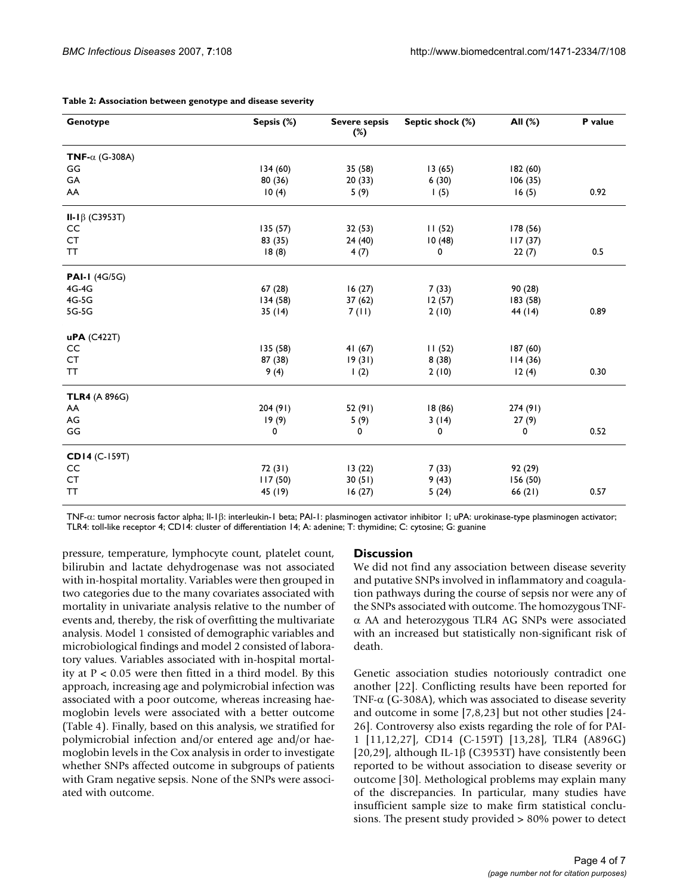**Table 2: Association between genotype and disease severity**

| Genotype | Sepsis (%) | Severe sepsis (%) | Septic shock (%) | All (%) | P value |
|---|---|---|---|---|---|
| **TNF-α** (G-308A) | | | | | |
| GG | 134 (60) | 35 (58) | 13 (65) | 182 (60) | |
| GA | 80 (36) | 20 (33) | 6 (30) | 106 (35) | |
| AA | 10 (4) | 5 (9) | 1 (5) | 16 (5) | 0.92 |
| **Il-1β** (C3953T) | | | | | |
| CC | 135 (57) | 32 (53) | 11 (52) | 178 (56) | |
| CT | 83 (35) | 24 (40) | 10 (48) | 117 (37) | |
| TT | 18 (8) | 4 (7) | 0 | 22 (7) | 0.5 |
| **PAI-1** (4G/5G) | | | | | |
| 4G-4G | 67 (28) | 16 (27) | 7 (33) | 90 (28) | |
| 4G-5G | 134 (58) | 37 (62) | 12 (57) | 183 (58) | |
| 5G-5G | 35 (14) | 7 (11) | 2 (10) | 44 (14) | 0.89 |
| **uPA** (C422T) | | | | | |
| CC | 135 (58) | 41 (67) | 11 (52) | 187 (60) | |
| CT | 87 (38) | 19 (31) | 8 (38) | 114 (36) | |
| TT | 9 (4) | 1 (2) | 2 (10) | 12 (4) | 0.30 |
| **TLR4** (A 896G) | | | | | |
| AA | 204 (91) | 52 (91) | 18 (86) | 274 (91) | |
| AG | 19 (9) | 5 (9) | 3 (14) | 27 (9) | |
| GG | 0 | 0 | 0 | 0 | 0.52 |
| **CD14** (C-159T) | | | | | |
| CC | 72 (31) | 13 (22) | 7 (33) | 92 (29) | |
| CT | 117 (50) | 30 (51) | 9 (43) | 156 (50) | |
| TT | 45 (19) | 16 (27) | 5 (24) | 66 (21) | 0.57 |

TNF-α: tumor necrosis factor alpha; Il-1β: interleukin-1 beta; PAI-1: plasminogen activator inhibitor 1; uPA: urokinase-type plasminogen activator; TLR4: toll-like receptor 4; CD14: cluster of differentiation 14; A: adenine; T: thymidine; C: cytosine; G: guanine

pressure, temperature, lymphocyte count, platelet count, bilirubin and lactate dehydrogenase was not associated with in-hospital mortality. Variables were then grouped in two categories due to the many covariates associated with mortality in univariate analysis relative to the number of events and, thereby, the risk of overfitting the multivariate analysis. Model 1 consisted of demographic variables and microbiological findings and model 2 consisted of laboratory values. Variables associated with in-hospital mortality at $P < 0.05$ were then fitted in a third model. By this approach, increasing age and polymicrobial infection was associated with a poor outcome, whereas increasing haemoglobin levels were associated with a better outcome (Table 4). Finally, based on this analysis, we stratified for polymicrobial infection and/or entered age and/or haemoglobin levels in the Cox analysis in order to investigate whether SNPs affected outcome in subgroups of patients with Gram negative sepsis. None of the SNPs were associated with outcome.

## Discussion

We did not find any association between disease severity and putative SNPs involved in inflammatory and coagulation pathways during the course of sepsis nor were any of the SNPs associated with outcome. The homozygous TNF-α AA and heterozygous TLR4 AG SNPs were associated with an increased but statistically non-significant risk of death.

Genetic association studies notoriously contradict one another [22]. Conflicting results have been reported for TNF-α (G-308A), which was associated to disease severity and outcome in some [7,8,23] but not other studies [24-26]. Controversy also exists regarding the role of for PAI-1 [11,12,27], CD14 (C-159T) [13,28], TLR4 (A896G) [20,29], although IL-1β (C3953T) have consistently been reported to be without association to disease severity or outcome [30]. Methological problems may explain many of the discrepancies. In particular, many studies have insufficient sample size to make firm statistical conclusions. The present study provided > 80% power to detect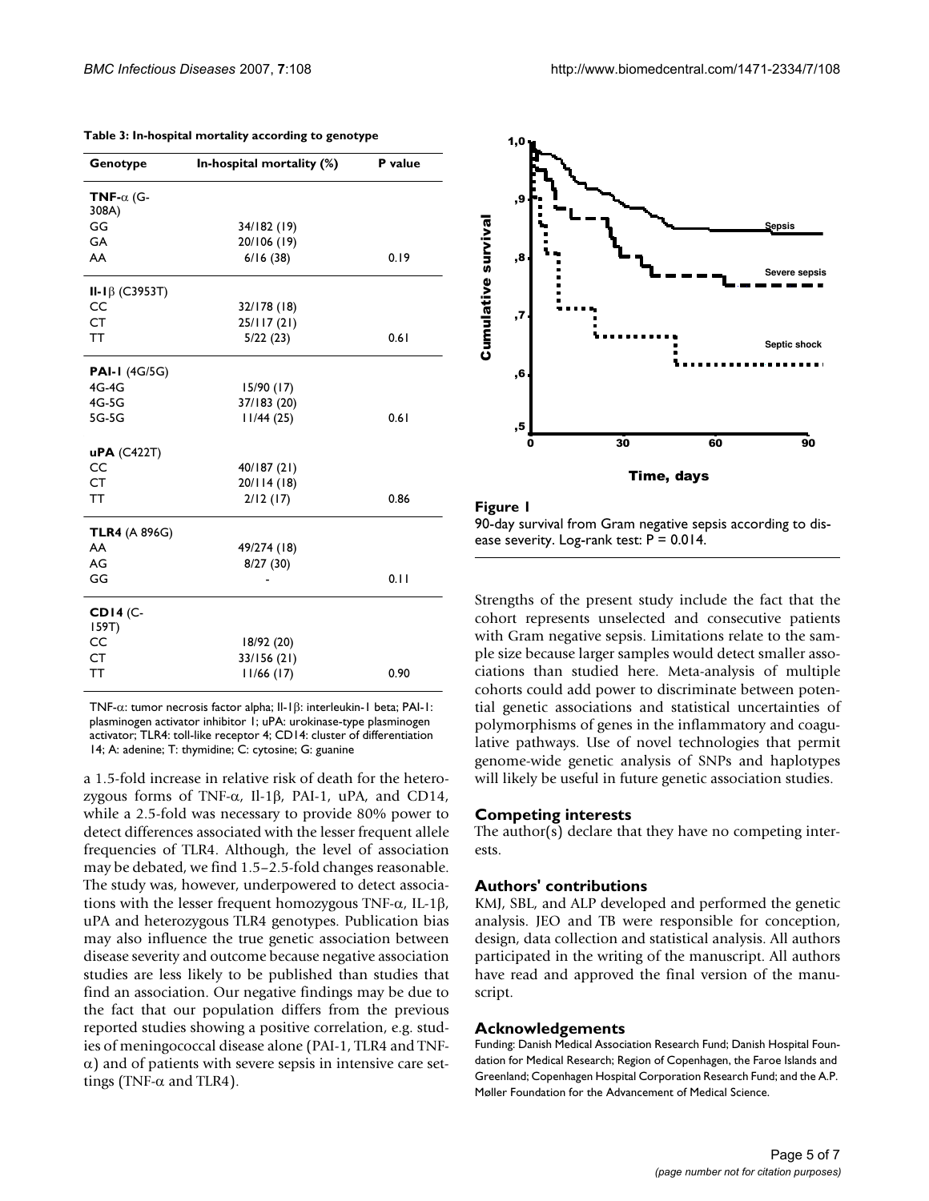**Table 3: In-hospital mortality according to genotype**

| Genotype | In-hospital mortality (%) | P value |
| --- | --- | --- |
| **TNF-α** (G-308A) | | |
| GG | 34/182 (19) | |
| GA | 20/106 (19) | |
| AA | 6/16 (38) | 0.19 |
| **Il-1β** (C3953T) | | |
| CC | 32/178 (18) | |
| CT | 25/117 (21) | |
| TT | 5/22 (23) | 0.61 |
| **PAI-1** (4G/5G) | | |
| 4G-4G | 15/90 (17) | |
| 4G-5G | 37/183 (20) | |
| 5G-5G | 11/44 (25) | 0.61 |
| **uPA** (C422T) | | |
| CC | 40/187 (21) | |
| CT | 20/114 (18) | |
| TT | 2/12 (17) | 0.86 |
| **TLR4** (A 896G) | | |
| AA | 49/274 (18) | |
| AG | 8/27 (30) | |
| GG | - | 0.11 |
| **CD14** (C-159T) | | |
| CC | 18/92 (20) | |
| CT | 33/156 (21) | |
| TT | 11/66 (17) | 0.90 |

TNF-α: tumor necrosis factor alpha; Il-1β: interleukin-1 beta; PAI-1: plasminogen activator inhibitor 1; uPA: urokinase-type plasminogen activator; TLR4: toll-like receptor 4; CD14: cluster of differentiation 14; A: adenine; T: thymidine; C: cytosine; G: guanine

a 1.5-fold increase in relative risk of death for the heterozygous forms of TNF-α, Il-1β, PAI-1, uPA, and CD14, while a 2.5-fold was necessary to provide 80% power to detect differences associated with the lesser frequent allele frequencies of TLR4. Although, the level of association may be debated, we find 1.5–2.5-fold changes reasonable. The study was, however, underpowered to detect associations with the lesser frequent homozygous TNF-α, IL-1β, uPA and heterozygous TLR4 genotypes. Publication bias may also influence the true genetic association between disease severity and outcome because negative association studies are less likely to be published than studies that find an association. Our negative findings may be due to the fact that our population differs from the previous reported studies showing a positive correlation, e.g. studies of meningococcal disease alone (PAI-1, TLR4 and TNF-α) and of patients with severe sepsis in intensive care settings (TNF-α and TLR4).

**Figure 1**

90-day survival from Gram negative sepsis according to disease severity. Log-rank test: $P = 0.014$.

Strengths of the present study include the fact that the cohort represents unselected and consecutive patients with Gram negative sepsis. Limitations relate to the sample size because larger samples would detect smaller associations than studied here. Meta-analysis of multiple cohorts could add power to discriminate between potential genetic associations and statistical uncertainties of polymorphisms of genes in the inflammatory and coagulative pathways. Use of novel technologies that permit genome-wide genetic analysis of SNPs and haplotypes will likely be useful in future genetic association studies.

## Competing interests

The author(s) declare that they have no competing interests.

## Authors' contributions

KMJ, SBL, and ALP developed and performed the genetic analysis. JEO and TB were responsible for conception, design, data collection and statistical analysis. All authors participated in the writing of the manuscript. All authors have read and approved the final version of the manuscript.

## Acknowledgements

Funding: Danish Medical Association Research Fund; Danish Hospital Foundation for Medical Research; Region of Copenhagen, the Faroe Islands and Greenland; Copenhagen Hospital Corporation Research Fund; and the A.P. Møller Foundation for the Advancement of Medical Science.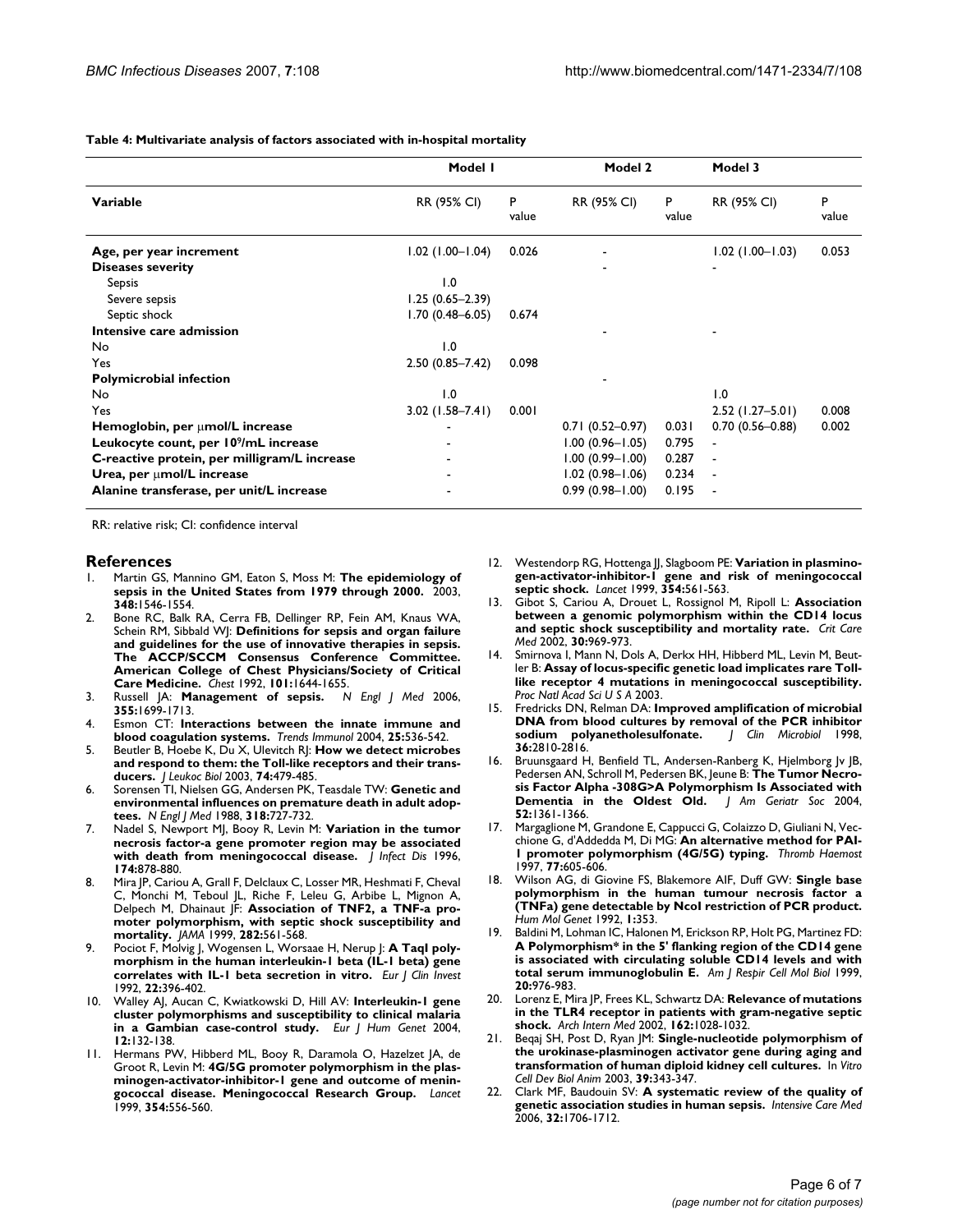**Table 4: Multivariate analysis of factors associated with in-hospital mortality**

| | Model 1 | | Model 2 | | Model 3 | |
|---|---|---|---|---|---|---|
| **Variable** | RR (95% CI) | P value | RR (95% CI) | P value | RR (95% CI) | P value |
| **Age, per year increment** | 1.02 (1.00–1.04) | 0.026 | - | | 1.02 (1.00–1.03) | 0.053 |
| **Diseases severity** | | | - | | - | |
| Sepsis | 1.0 | | | | | |
| Severe sepsis | 1.25 (0.65–2.39) | | | | | |
| Septic shock | 1.70 (0.48–6.05) | 0.674 | | | | |
| **Intensive care admission** | | | - | | - | |
| No | 1.0 | | | | | |
| Yes | 2.50 (0.85–7.42) | 0.098 | | | | |
| **Polymicrobial infection** | | | - | | | |
| No | 1.0 | | | | 1.0 | |
| Yes | 3.02 (1.58–7.41) | 0.001 | | | 2.52 (1.27–5.01) | 0.008 |
| **Hemoglobin, per μmol/L increase** | - | | 0.71 (0.52–0.97) | 0.031 | 0.70 (0.56–0.88) | 0.002 |
| **Leukocyte count, per $10^9$/mL increase** | - | | 1.00 (0.96–1.05) | 0.795 | - | |
| **C-reactive protein, per milligram/L increase** | - | | 1.00 (0.99–1.00) | 0.287 | - | |
| **Urea, per μmol/L increase** | - | | 1.02 (0.98–1.06) | 0.234 | - | |
| **Alanine transferase, per unit/L increase** | - | | 0.99 (0.98–1.00) | 0.195 | - | |

RR: relative risk; CI: confidence interval

## References

1. Martin GS, Mannino GM, Eaton S, Moss M: **The epidemiology of sepsis in the United States from 1979 through 2000.** 2003, **348:**1546-1554.
2. Bone RC, Balk RA, Cerra FB, Dellinger RP, Fein AM, Knaus WA, Schein RM, Sibbald WJ: **Definitions for sepsis and organ failure and guidelines for the use of innovative therapies in sepsis. The ACCP/SCCM Consensus Conference Committee. American College of Chest Physicians/Society of Critical Care Medicine.** *Chest* 1992, **101:**1644-1655.
3. Russell JA: **Management of sepsis.** *N Engl J Med* 2006, **355:**1699-1713.
4. Esmon CT: **Interactions between the innate immune and blood coagulation systems.** *Trends Immunol* 2004, **25:**536-542.
5. Beutler B, Hoebe K, Du X, Ulevitch RJ: **How we detect microbes and respond to them: the Toll-like receptors and their transducers.** *J Leukoc Biol* 2003, **74:**479-485.
6. Sorensen TI, Nielsen GG, Andersen PK, Teasdale TW: **Genetic and environmental influences on premature death in adult adoptees.** *N Engl J Med* 1988, **318:**727-732.
7. Nadel S, Newport MJ, Booy R, Levin M: **Variation in the tumor necrosis factor-a gene promoter region may be associated with death from meningococcal disease.** *J Infect Dis* 1996, **174:**878-880.
8. Mira JP, Cariou A, Grall F, Delclaux C, Losser MR, Heshmati F, Cheval C, Monchi M, Teboul JL, Riche F, Leleu G, Arbibe L, Mignon A, Delpech M, Dhainaut JF: **Association of TNF2, a TNF-a promoter polymorphism, with septic shock susceptibility and mortality.** *JAMA* 1999, **282:**561-568.
9. Pociot F, Molvig J, Wogensen L, Worsaae H, Nerup J: **A TaqI polymorphism in the human interleukin-1 beta (IL-1 beta) gene correlates with IL-1 beta secretion in vitro.** *Eur J Clin Invest* 1992, **22:**396-402.
10. Walley AJ, Aucan C, Kwiatkowski D, Hill AV: **Interleukin-1 gene cluster polymorphisms and susceptibility to clinical malaria in a Gambian case-control study.** *Eur J Hum Genet* 2004, **12:**132-138.
11. Hermans PW, Hibberd ML, Booy R, Daramola O, Hazelzet JA, de Groot R, Levin M: **4G/5G promoter polymorphism in the plasminogen-activator-inhibitor-1 gene and outcome of meningococcal disease. Meningococcal Research Group.** *Lancet* 1999, **354:**556-560.
12. Westendorp RG, Hottenga JJ, Slagboom PE: **Variation in plasminogen-activator-inhibitor-1 gene and risk of meningococcal septic shock.** *Lancet* 1999, **354:**561-563.
13. Gibot S, Cariou A, Drouet L, Rossignol M, Ripoll L: **Association between a genomic polymorphism within the CD14 locus and septic shock susceptibility and mortality rate.** *Crit Care Med* 2002, **30:**969-973.
14. Smirnova I, Mann N, Dols A, Derkx HH, Hibberd ML, Levin M, Beutler B: **Assay of locus-specific genetic load implicates rare Toll-like receptor 4 mutations in meningococcal susceptibility.** *Proc Natl Acad Sci U S A* 2003.
15. Fredricks DN, Relman DA: **Improved amplification of microbial DNA from blood cultures by removal of the PCR inhibitor sodium polyanetholesulfonate.** *J Clin Microbiol* 1998, **36:**2810-2816.
16. Bruunsgaard H, Benfield TL, Andersen-Ranberg K, Hjelmborg Jv JB, Pedersen AN, Schroll M, Pedersen BK, Jeune B: **The Tumor Necrosis Factor Alpha -308G>A Polymorphism Is Associated with Dementia in the Oldest Old.** *J Am Geriatr Soc* 2004, **52:**1361-1366.
17. Margaglione M, Grandone E, Cappucci G, Colaizzo D, Giuliani N, Vecchione G, d'Addedda M, Di MG: **An alternative method for PAI-1 promoter polymorphism (4G/5G) typing.** *Thromb Haemost* 1997, **77:**605-606.
18. Wilson AG, di Giovine FS, Blakemore AIF, Duff GW: **Single base polymorphism in the human tumour necrosis factor a (TNFa) gene detectable by NcoI restriction of PCR product.** *Hum Mol Genet* 1992, **1:**353.
19. Baldini M, Lohman IC, Halonen M, Erickson RP, Holt PG, Martinez FD: **A Polymorphism* in the 5' flanking region of the CD14 gene is associated with circulating soluble CD14 levels and with total serum immunoglobulin E.** *Am J Respir Cell Mol Biol* 1999, **20:**976-983.
20. Lorenz E, Mira JP, Frees KL, Schwartz DA: **Relevance of mutations in the TLR4 receptor in patients with gram-negative septic shock.** *Arch Intern Med* 2002, **162:**1028-1032.
21. Beqaj SH, Post D, Ryan JM: **Single-nucleotide polymorphism of the urokinase-plasminogen activator gene during aging and transformation of human diploid kidney cell cultures.** *In Vitro Cell Dev Biol Anim* 2003, **39:**343-347.
22. Clark MF, Baudouin SV: **A systematic review of the quality of genetic association studies in human sepsis.** *Intensive Care Med* 2006, **32:**1706-1712.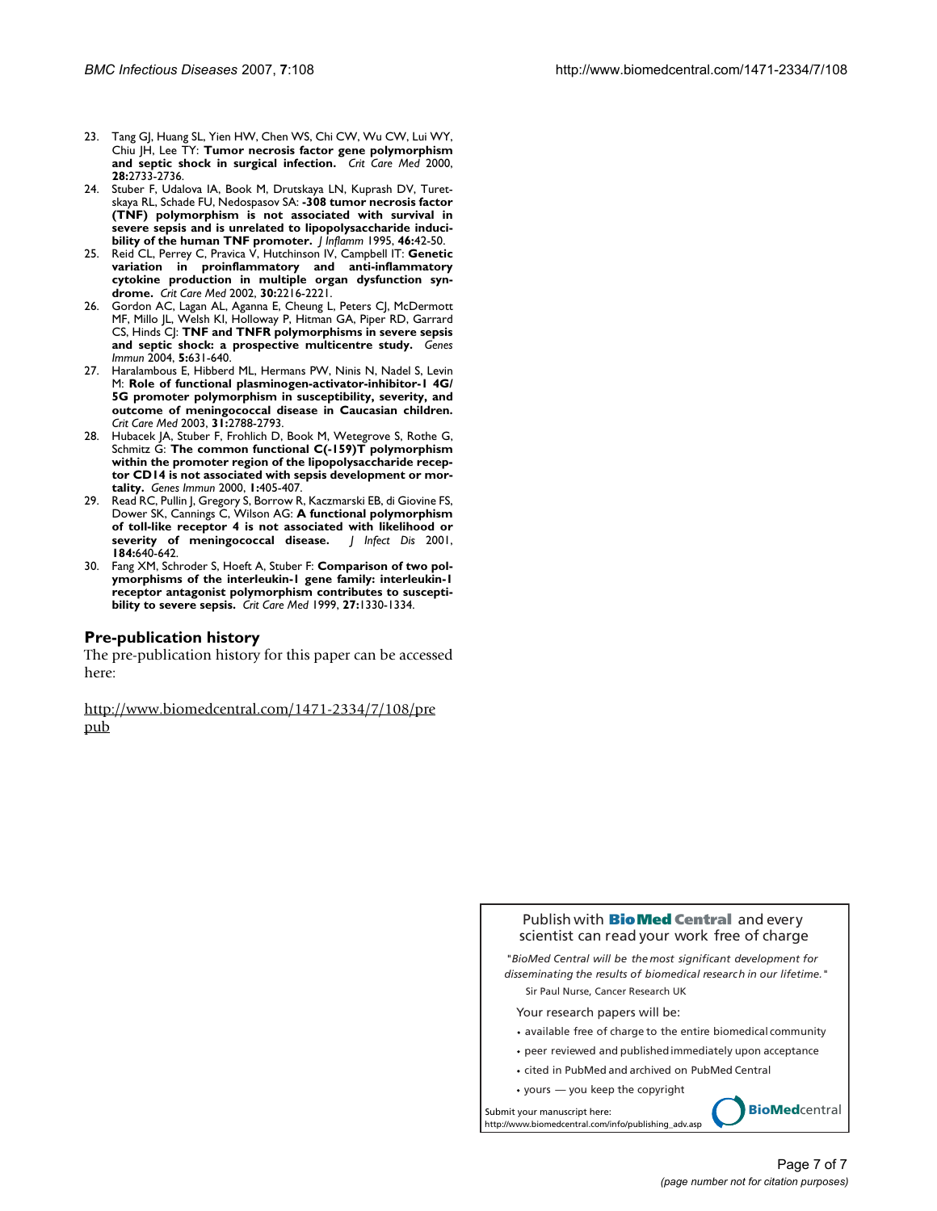23. Tang GJ, Huang SL, Yien HW, Chen WS, Chi CW, Wu CW, Lui WY, Chiu JH, Lee TY: **Tumor necrosis factor gene polymorphism and septic shock in surgical infection.** *Crit Care Med* 2000, **28:**2733-2736.
24. Stuber F, Udalova IA, Book M, Drutskaya LN, Kuprash DV, Turetskaya RL, Schade FU, Nedospasov SA: **-308 tumor necrosis factor (TNF) polymorphism is not associated with survival in severe sepsis and is unrelated to lipopolysaccharide inducibility of the human TNF promoter.** *J Inflamm* 1995, **46:**42-50.
25. Reid CL, Perrey C, Pravica V, Hutchinson IV, Campbell IT: **Genetic variation in proinflammatory and anti-inflammatory cytokine production in multiple organ dysfunction syndrome.** *Crit Care Med* 2002, **30:**2216-2221.
26. Gordon AC, Lagan AL, Aganna E, Cheung L, Peters CJ, McDermott MF, Millo JL, Welsh KI, Holloway P, Hitman GA, Piper RD, Garrard CS, Hinds CJ: **TNF and TNFR polymorphisms in severe sepsis and septic shock: a prospective multicentre study.** *Genes Immun* 2004, **5:**631-640.
27. Haralambous E, Hibberd ML, Hermans PW, Ninis N, Nadel S, Levin M: **Role of functional plasminogen-activator-inhibitor-1 4G/5G promoter polymorphism in susceptibility, severity, and outcome of meningococcal disease in Caucasian children.** *Crit Care Med* 2003, **31:**2788-2793.
28. Hubacek JA, Stuber F, Frohlich D, Book M, Wetegrove S, Rothe G, Schmitz G: **The common functional C(-159)T polymorphism within the promoter region of the lipopolysaccharide receptor CD14 is not associated with sepsis development or mortality.** *Genes Immun* 2000, **1:**405-407.
29. Read RC, Pullin J, Gregory S, Borrow R, Kaczmarski EB, di Giovine FS, Dower SK, Cannings C, Wilson AG: **A functional polymorphism of toll-like receptor 4 is not associated with likelihood or severity of meningococcal disease.** *J Infect Dis* 2001, **184:**640-642.
30. Fang XM, Schroder S, Hoeft A, Stuber F: **Comparison of two polymorphisms of the interleukin-1 gene family: interleukin-1 receptor antagonist polymorphism contributes to susceptibility to severe sepsis.** *Crit Care Med* 1999, **27:**1330-1334.

## Pre-publication history

The pre-publication history for this paper can be accessed here:

http://www.biomedcentral.com/1471-2334/7/108/prepub

Publish with **BioMed Central** and every scientist can read your work free of charge

*"BioMed Central will be the most significant development for disseminating the results of biomedical research in our lifetime."*

Sir Paul Nurse, Cancer Research UK

Your research papers will be:

- available free of charge to the entire biomedical community
- peer reviewed and published immediately upon acceptance
- cited in PubMed and archived on PubMed Central
- yours — you keep the copyright

Submit your manuscript here:
http://www.biomedcentral.com/info/publishing_adv.asp

**BioMed**central